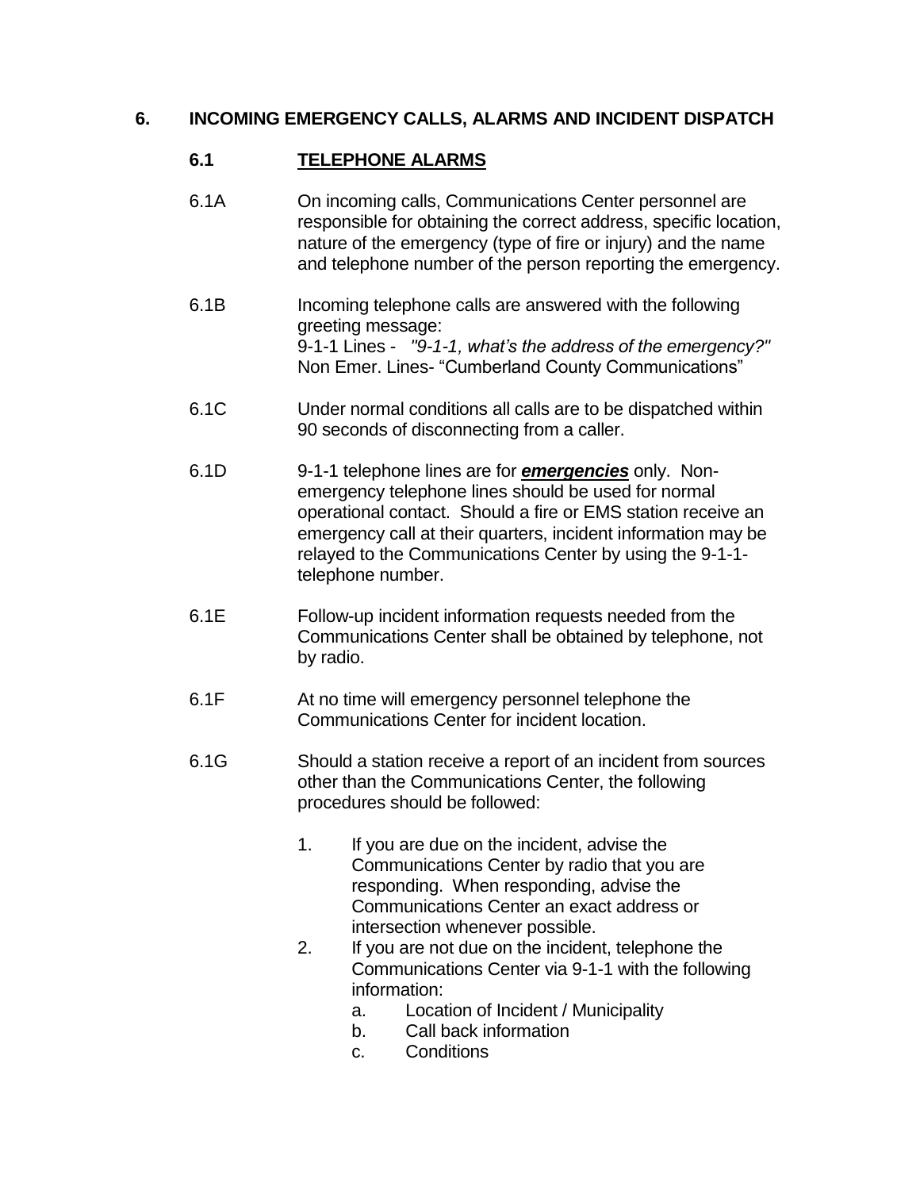# 6. INCOMING EMERGENCY CALLS, ALARMS AND INCIDENT DISPATCH

## 6.1 <u>TELEPHONE ALARMS</u>

6.1A On incoming calls, Communications Center personnel are responsible for obtaining the correct address, specific location, nature of the emergency (type of fire or injury) and the name and telephone number of the person reporting the emergency.

6.1B Incoming telephone calls are answered with the following greeting message:
9-1-1 Lines - *"9-1-1, what's the address of the emergency?"*
Non Emer. Lines- "Cumberland County Communications"

6.1C Under normal conditions all calls are to be dispatched within 90 seconds of disconnecting from a caller.

6.1D 9-1-1 telephone lines are for ***<u>emergencies</u>*** only. Non-emergency telephone lines should be used for normal operational contact. Should a fire or EMS station receive an emergency call at their quarters, incident information may be relayed to the Communications Center by using the 9-1-1-telephone number.

6.1E Follow-up incident information requests needed from the Communications Center shall be obtained by telephone, not by radio.

6.1F At no time will emergency personnel telephone the Communications Center for incident location.

6.1G Should a station receive a report of an incident from sources other than the Communications Center, the following procedures should be followed:

1. If you are due on the incident, advise the Communications Center by radio that you are responding. When responding, advise the Communications Center an exact address or intersection whenever possible.
2. If you are not due on the incident, telephone the Communications Center via 9-1-1 with the following information:
   a. Location of Incident / Municipality
   b. Call back information
   c. Conditions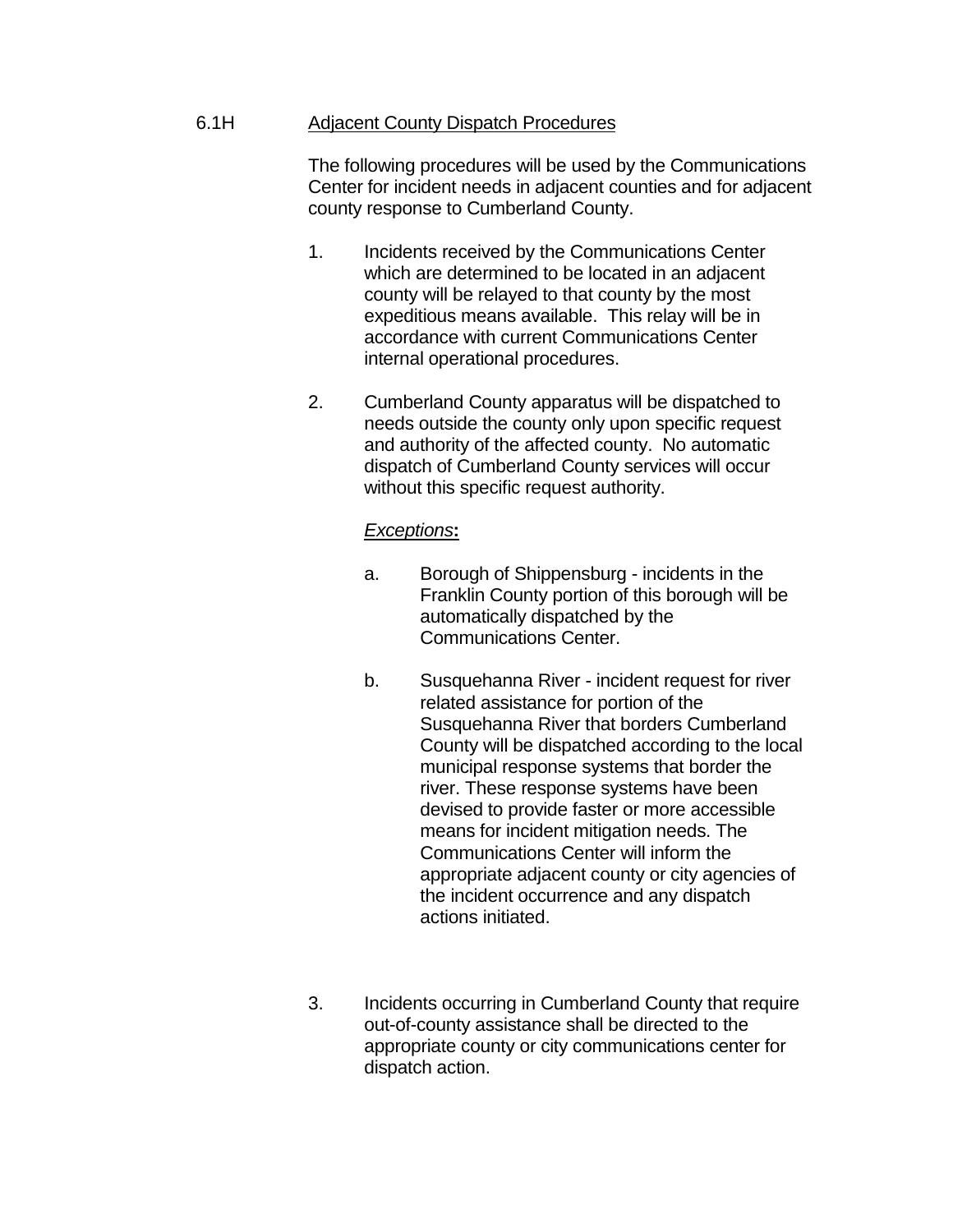## 6.1H Adjacent County Dispatch Procedures

The following procedures will be used by the Communications Center for incident needs in adjacent counties and for adjacent county response to Cumberland County.

1. Incidents received by the Communications Center which are determined to be located in an adjacent county will be relayed to that county by the most expeditious means available. This relay will be in accordance with current Communications Center internal operational procedures.

2. Cumberland County apparatus will be dispatched to needs outside the county only upon specific request and authority of the affected county. No automatic dispatch of Cumberland County services will occur without this specific request authority.

   *Exceptions***:**

   a. Borough of Shippensburg - incidents in the Franklin County portion of this borough will be automatically dispatched by the Communications Center.

   b. Susquehanna River - incident request for river related assistance for portion of the Susquehanna River that borders Cumberland County will be dispatched according to the local municipal response systems that border the river. These response systems have been devised to provide faster or more accessible means for incident mitigation needs. The Communications Center will inform the appropriate adjacent county or city agencies of the incident occurrence and any dispatch actions initiated.

3. Incidents occurring in Cumberland County that require out-of-county assistance shall be directed to the appropriate county or city communications center for dispatch action.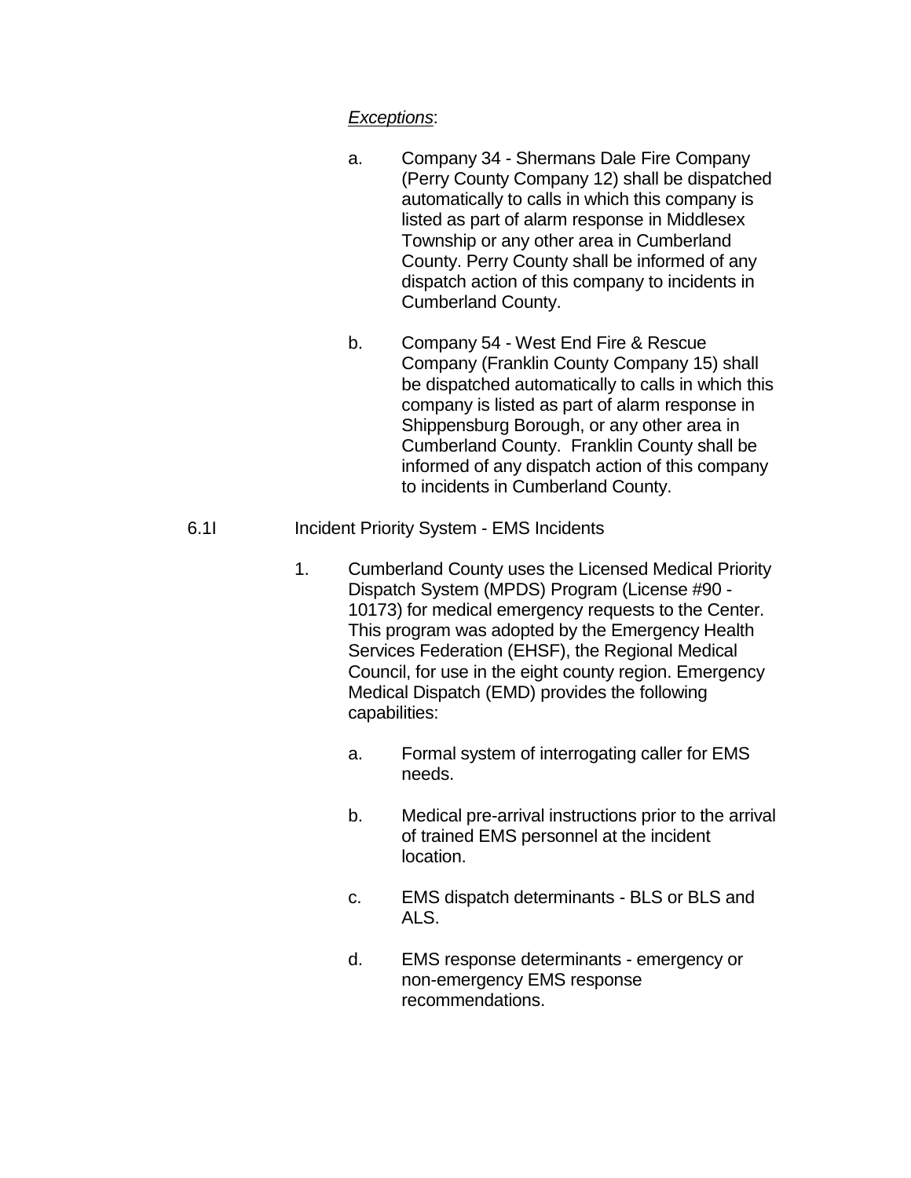*Exceptions*:

a. Company 34 - Shermans Dale Fire Company (Perry County Company 12) shall be dispatched automatically to calls in which this company is listed as part of alarm response in Middlesex Township or any other area in Cumberland County. Perry County shall be informed of any dispatch action of this company to incidents in Cumberland County.

b. Company 54 - West End Fire & Rescue Company (Franklin County Company 15) shall be dispatched automatically to calls in which this company is listed as part of alarm response in Shippensburg Borough, or any other area in Cumberland County. Franklin County shall be informed of any dispatch action of this company to incidents in Cumberland County.

6.1I Incident Priority System - EMS Incidents

1. Cumberland County uses the Licensed Medical Priority Dispatch System (MPDS) Program (License #90 - 10173) for medical emergency requests to the Center. This program was adopted by the Emergency Health Services Federation (EHSF), the Regional Medical Council, for use in the eight county region. Emergency Medical Dispatch (EMD) provides the following capabilities:

   a. Formal system of interrogating caller for EMS needs.

   b. Medical pre-arrival instructions prior to the arrival of trained EMS personnel at the incident location.

   c. EMS dispatch determinants - BLS or BLS and ALS.

   d. EMS response determinants - emergency or non-emergency EMS response recommendations.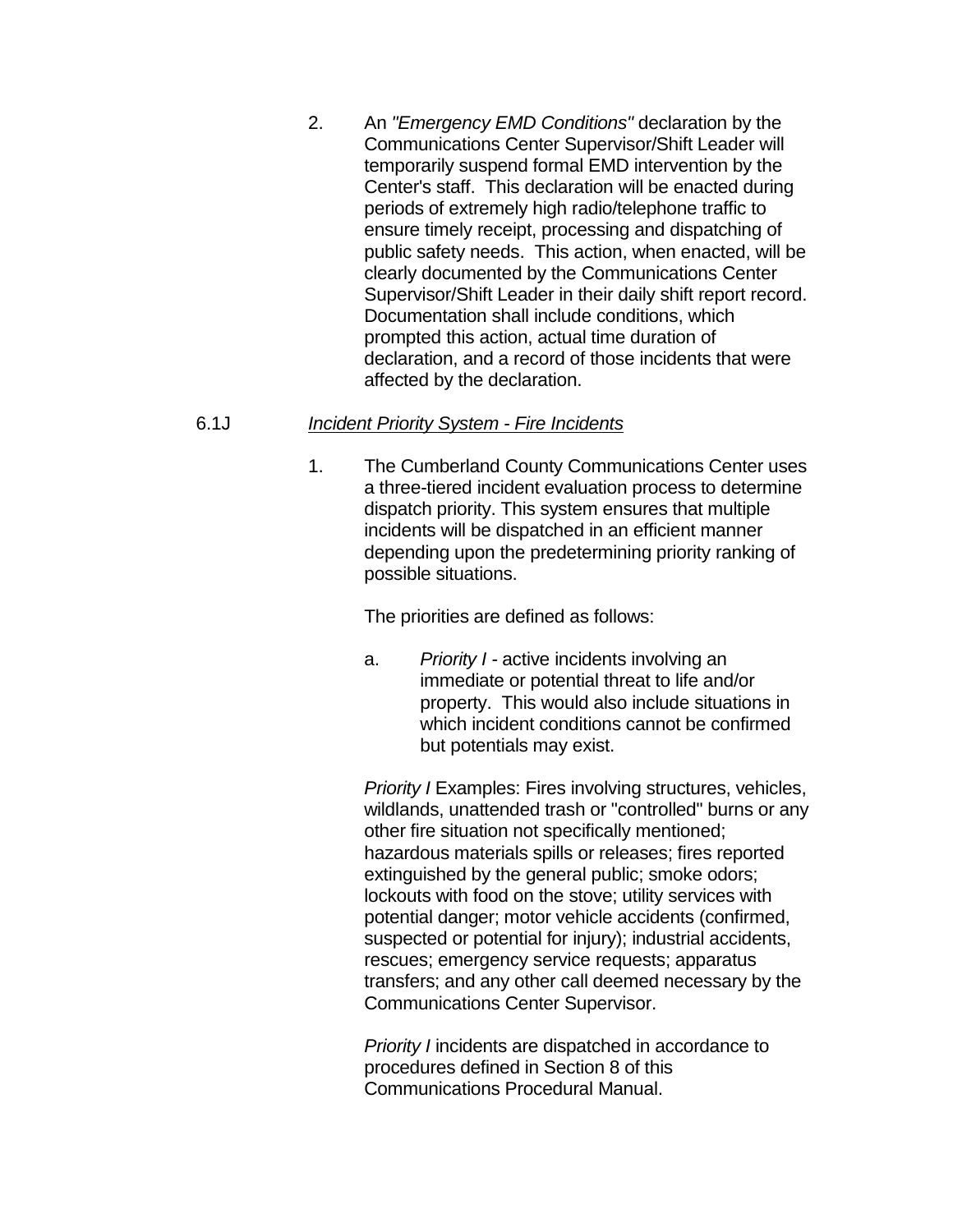2. An *"Emergency EMD Conditions"* declaration by the Communications Center Supervisor/Shift Leader will temporarily suspend formal EMD intervention by the Center's staff. This declaration will be enacted during periods of extremely high radio/telephone traffic to ensure timely receipt, processing and dispatching of public safety needs. This action, when enacted, will be clearly documented by the Communications Center Supervisor/Shift Leader in their daily shift report record. Documentation shall include conditions, which prompted this action, actual time duration of declaration, and a record of those incidents that were affected by the declaration.

6.1J *Incident Priority System - Fire Incidents*

1. The Cumberland County Communications Center uses a three-tiered incident evaluation process to determine dispatch priority. This system ensures that multiple incidents will be dispatched in an efficient manner depending upon the predetermining priority ranking of possible situations.

   The priorities are defined as follows:

   a. *Priority I* - active incidents involving an immediate or potential threat to life and/or property. This would also include situations in which incident conditions cannot be confirmed but potentials may exist.

   *Priority I* Examples: Fires involving structures, vehicles, wildlands, unattended trash or "controlled" burns or any other fire situation not specifically mentioned; hazardous materials spills or releases; fires reported extinguished by the general public; smoke odors; lockouts with food on the stove; utility services with potential danger; motor vehicle accidents (confirmed, suspected or potential for injury); industrial accidents, rescues; emergency service requests; apparatus transfers; and any other call deemed necessary by the Communications Center Supervisor.

   *Priority I* incidents are dispatched in accordance to procedures defined in Section 8 of this Communications Procedural Manual.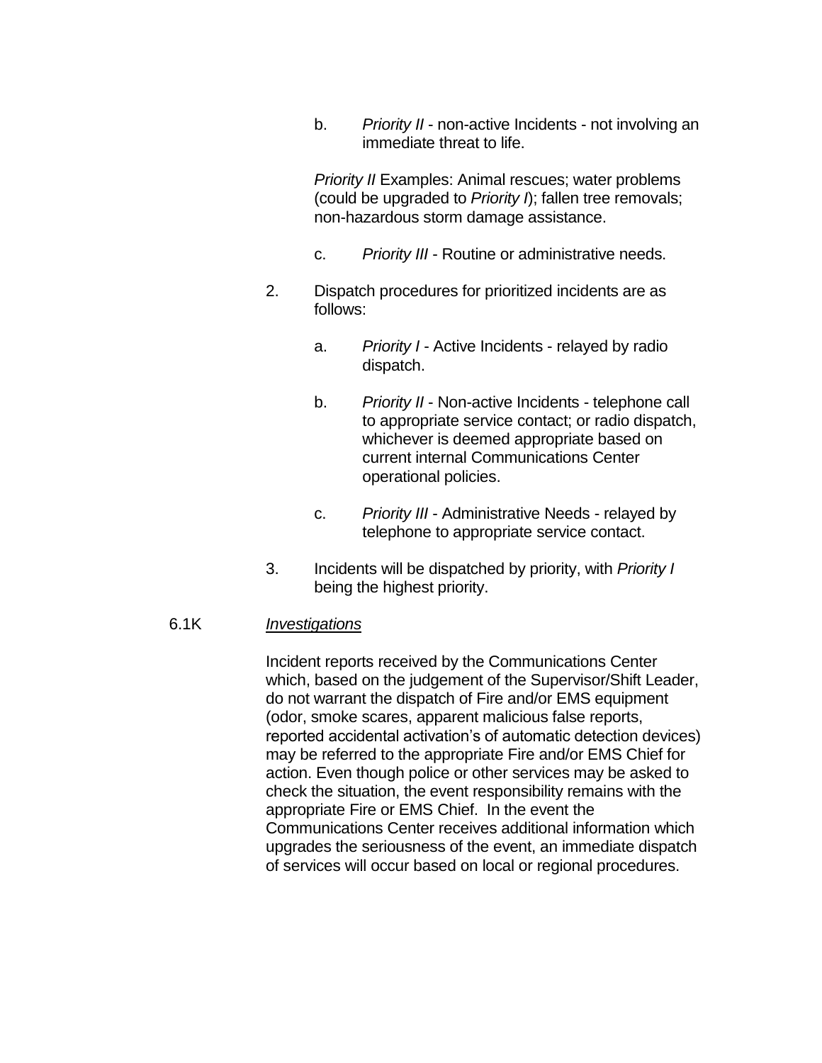b. *Priority II* - non-active Incidents - not involving an immediate threat to life.

*Priority II* Examples: Animal rescues; water problems (could be upgraded to *Priority I*); fallen tree removals; non-hazardous storm damage assistance.

c. *Priority III* - Routine or administrative needs.

2. Dispatch procedures for prioritized incidents are as follows:

   a. *Priority I* - Active Incidents - relayed by radio dispatch.

   b. *Priority II* - Non-active Incidents - telephone call to appropriate service contact; or radio dispatch, whichever is deemed appropriate based on current internal Communications Center operational policies.

   c. *Priority III* - Administrative Needs - relayed by telephone to appropriate service contact.

3. Incidents will be dispatched by priority, with *Priority I* being the highest priority.

### 6.1K <u>Investigations</u>

Incident reports received by the Communications Center which, based on the judgement of the Supervisor/Shift Leader, do not warrant the dispatch of Fire and/or EMS equipment (odor, smoke scares, apparent malicious false reports, reported accidental activation's of automatic detection devices) may be referred to the appropriate Fire and/or EMS Chief for action. Even though police or other services may be asked to check the situation, the event responsibility remains with the appropriate Fire or EMS Chief. In the event the Communications Center receives additional information which upgrades the seriousness of the event, an immediate dispatch of services will occur based on local or regional procedures.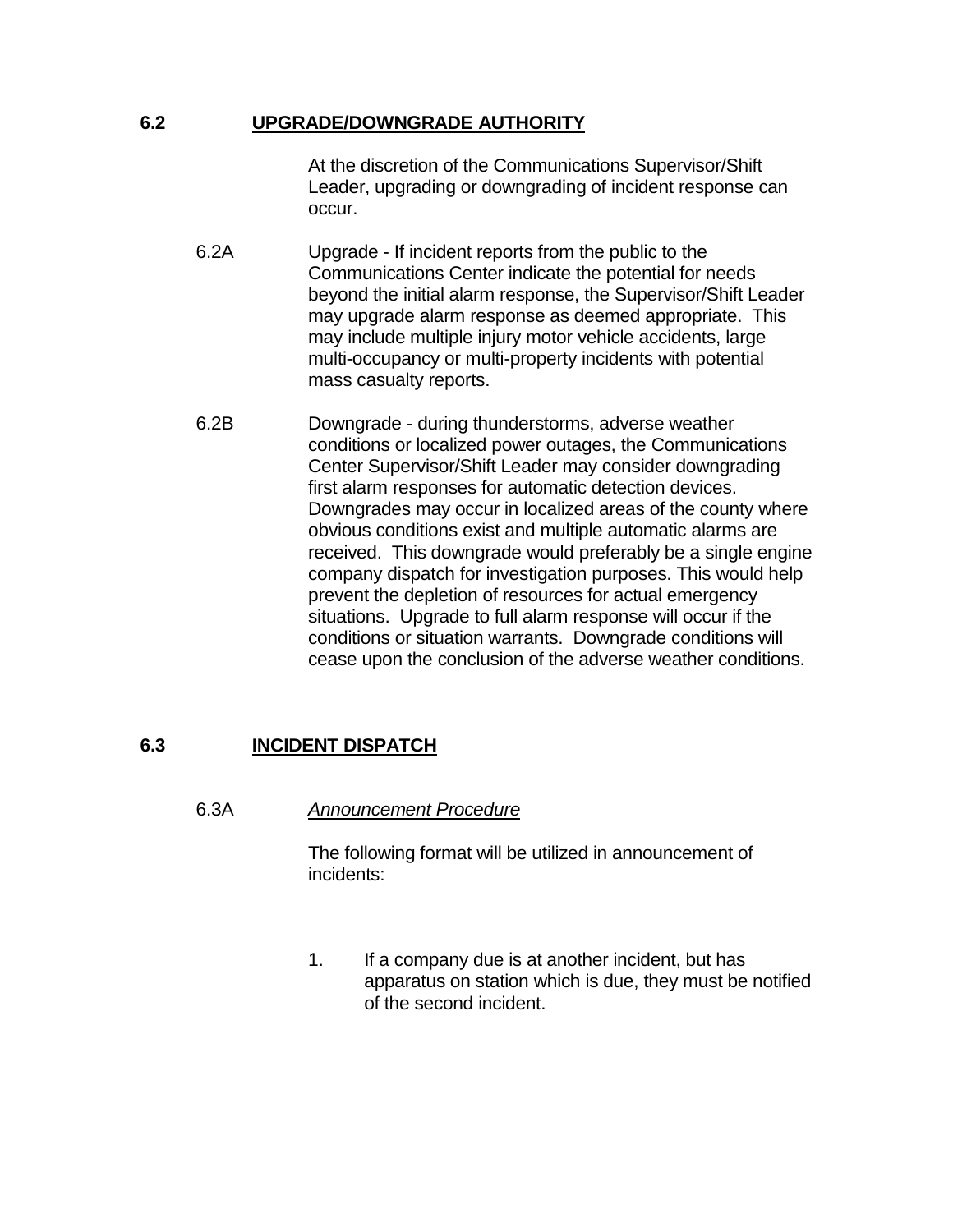## 6.2 UPGRADE/DOWNGRADE AUTHORITY

At the discretion of the Communications Supervisor/Shift Leader, upgrading or downgrading of incident response can occur.

6.2A Upgrade - If incident reports from the public to the Communications Center indicate the potential for needs beyond the initial alarm response, the Supervisor/Shift Leader may upgrade alarm response as deemed appropriate. This may include multiple injury motor vehicle accidents, large multi-occupancy or multi-property incidents with potential mass casualty reports.

6.2B Downgrade - during thunderstorms, adverse weather conditions or localized power outages, the Communications Center Supervisor/Shift Leader may consider downgrading first alarm responses for automatic detection devices. Downgrades may occur in localized areas of the county where obvious conditions exist and multiple automatic alarms are received. This downgrade would preferably be a single engine company dispatch for investigation purposes. This would help prevent the depletion of resources for actual emergency situations. Upgrade to full alarm response will occur if the conditions or situation warrants. Downgrade conditions will cease upon the conclusion of the adverse weather conditions.

## 6.3 INCIDENT DISPATCH

6.3A *Announcement Procedure*

The following format will be utilized in announcement of incidents:

1. If a company due is at another incident, but has apparatus on station which is due, they must be notified of the second incident.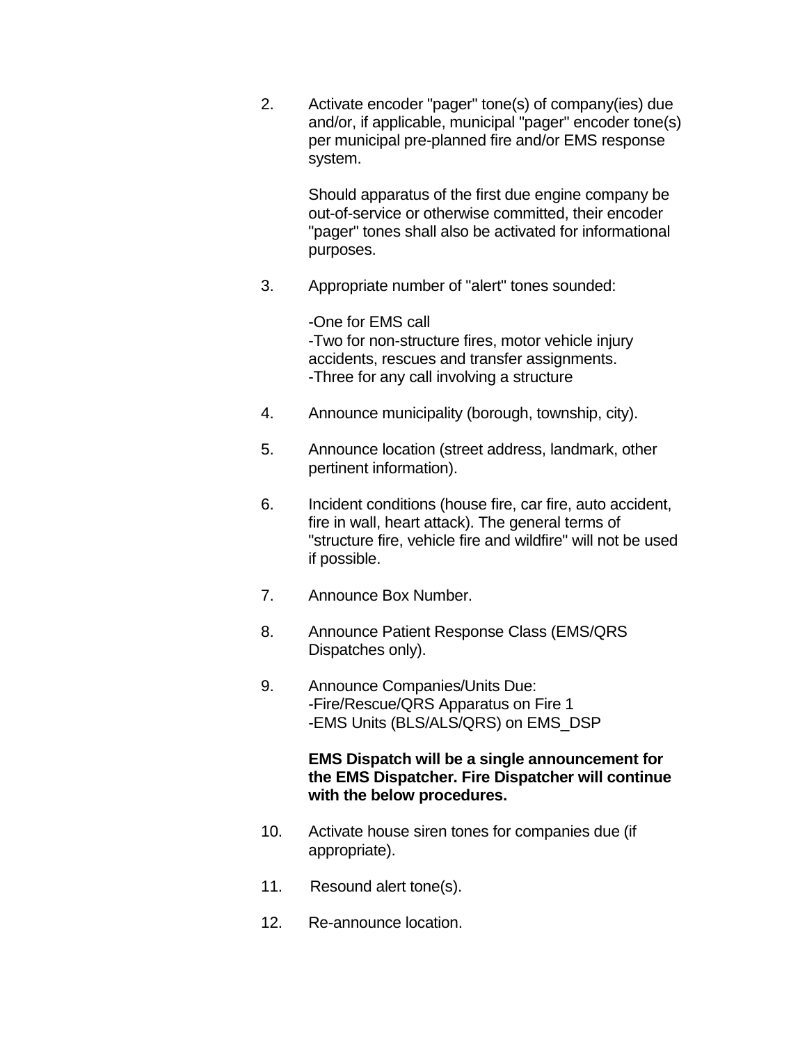2. Activate encoder "pager" tone(s) of company(ies) due and/or, if applicable, municipal "pager" encoder tone(s) per municipal pre-planned fire and/or EMS response system.

   Should apparatus of the first due engine company be out-of-service or otherwise committed, their encoder "pager" tones shall also be activated for informational purposes.

3. Appropriate number of "alert" tones sounded:

   -One for EMS call
   -Two for non-structure fires, motor vehicle injury accidents, rescues and transfer assignments.
   -Three for any call involving a structure

4. Announce municipality (borough, township, city).

5. Announce location (street address, landmark, other pertinent information).

6. Incident conditions (house fire, car fire, auto accident, fire in wall, heart attack). The general terms of "structure fire, vehicle fire and wildfire" will not be used if possible.

7. Announce Box Number.

8. Announce Patient Response Class (EMS/QRS Dispatches only).

9. Announce Companies/Units Due:
   -Fire/Rescue/QRS Apparatus on Fire 1
   -EMS Units (BLS/ALS/QRS) on EMS_DSP

   **EMS Dispatch will be a single announcement for the EMS Dispatcher. Fire Dispatcher will continue with the below procedures.**

10. Activate house siren tones for companies due (if appropriate).

11. Resound alert tone(s).

12. Re-announce location.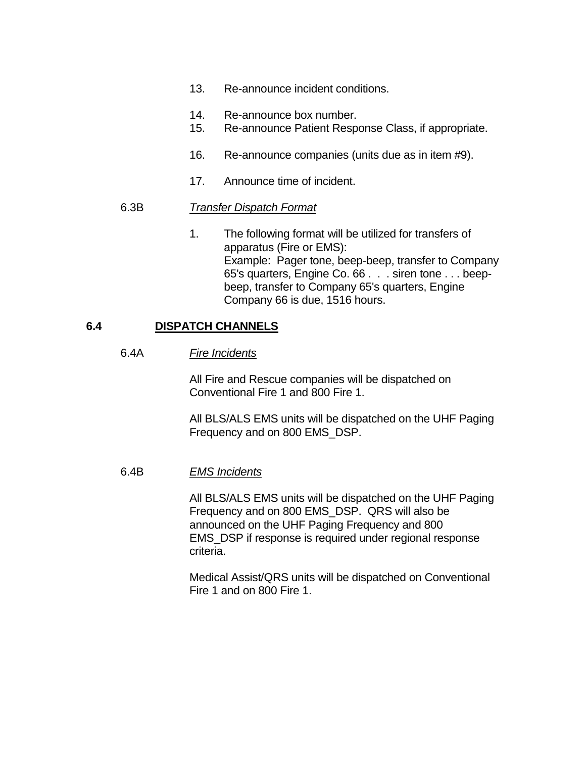13. Re-announce incident conditions.

14. Re-announce box number.

15. Re-announce Patient Response Class, if appropriate.

16. Re-announce companies (units due as in item #9).

17. Announce time of incident.

6.3B *Transfer Dispatch Format*

1. The following format will be utilized for transfers of apparatus (Fire or EMS):
   Example: Pager tone, beep-beep, transfer to Company 65's quarters, Engine Co. 66 . . . siren tone . . . beep-beep, transfer to Company 65's quarters, Engine Company 66 is due, 1516 hours.

## 6.4 DISPATCH CHANNELS

6.4A *Fire Incidents*

All Fire and Rescue companies will be dispatched on Conventional Fire 1 and 800 Fire 1.

All BLS/ALS EMS units will be dispatched on the UHF Paging Frequency and on 800 EMS_DSP.

6.4B *EMS Incidents*

All BLS/ALS EMS units will be dispatched on the UHF Paging Frequency and on 800 EMS_DSP. QRS will also be announced on the UHF Paging Frequency and 800 EMS_DSP if response is required under regional response criteria.

Medical Assist/QRS units will be dispatched on Conventional Fire 1 and on 800 Fire 1.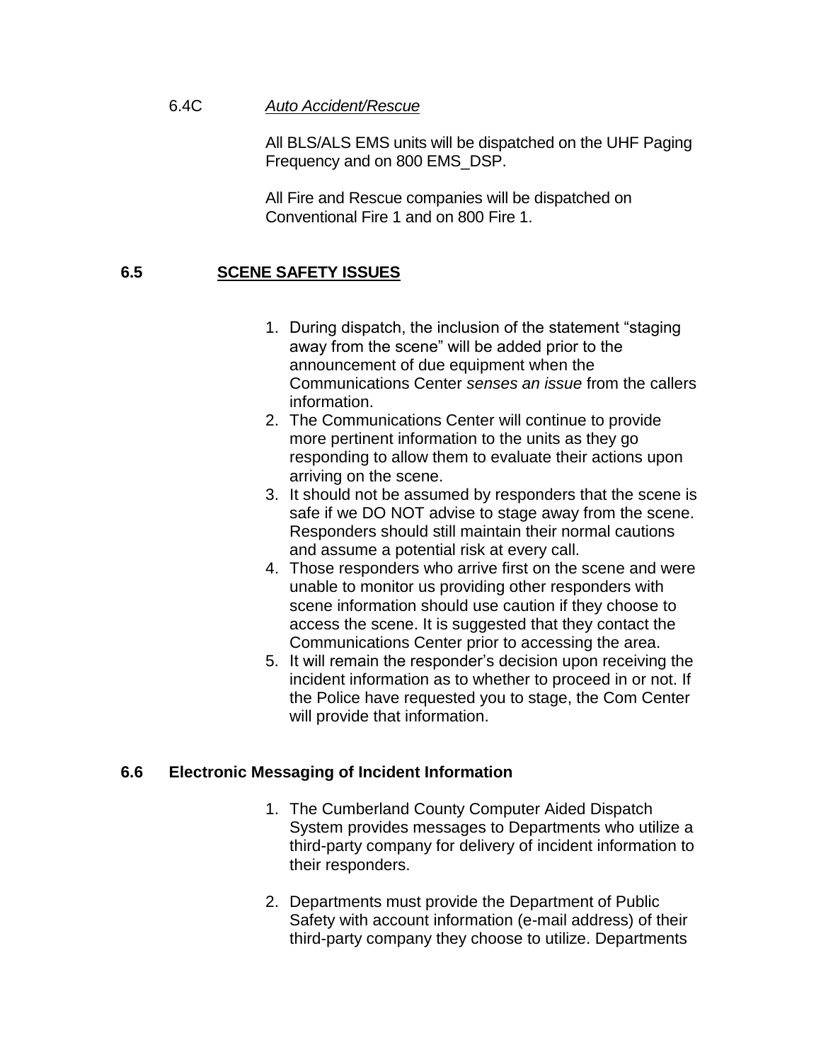6.4C *Auto Accident/Rescue*

All BLS/ALS EMS units will be dispatched on the UHF Paging Frequency and on 800 EMS_DSP.

All Fire and Rescue companies will be dispatched on Conventional Fire 1 and on 800 Fire 1.

## 6.5 SCENE SAFETY ISSUES

1. During dispatch, the inclusion of the statement "staging away from the scene" will be added prior to the announcement of due equipment when the Communications Center *senses an issue* from the callers information.
2. The Communications Center will continue to provide more pertinent information to the units as they go responding to allow them to evaluate their actions upon arriving on the scene.
3. It should not be assumed by responders that the scene is safe if we DO NOT advise to stage away from the scene. Responders should still maintain their normal cautions and assume a potential risk at every call.
4. Those responders who arrive first on the scene and were unable to monitor us providing other responders with scene information should use caution if they choose to access the scene. It is suggested that they contact the Communications Center prior to accessing the area.
5. It will remain the responder's decision upon receiving the incident information as to whether to proceed in or not. If the Police have requested you to stage, the Com Center will provide that information.

## 6.6 Electronic Messaging of Incident Information

1. The Cumberland County Computer Aided Dispatch System provides messages to Departments who utilize a third-party company for delivery of incident information to their responders.

2. Departments must provide the Department of Public Safety with account information (e-mail address) of their third-party company they choose to utilize. Departments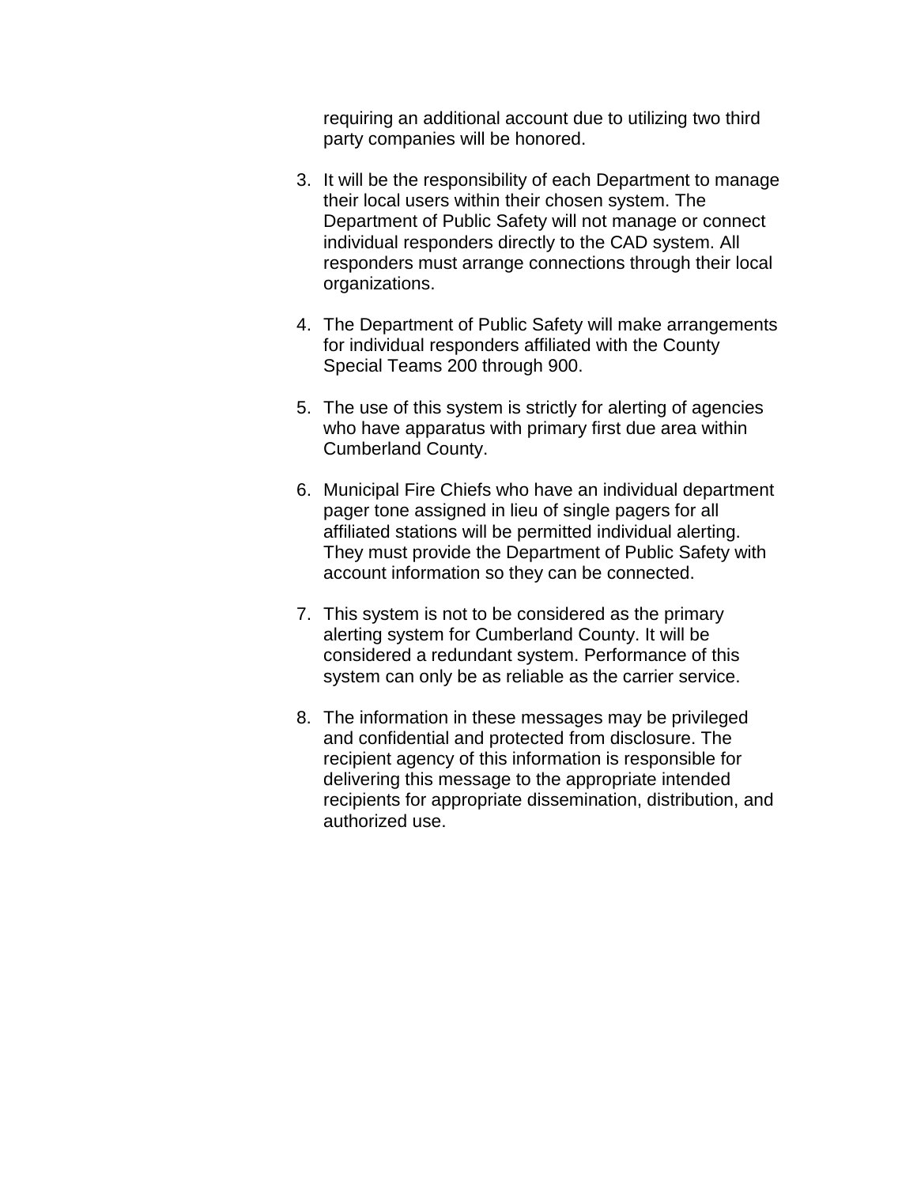requiring an additional account due to utilizing two third party companies will be honored.

3. It will be the responsibility of each Department to manage their local users within their chosen system. The Department of Public Safety will not manage or connect individual responders directly to the CAD system. All responders must arrange connections through their local organizations.

4. The Department of Public Safety will make arrangements for individual responders affiliated with the County Special Teams 200 through 900.

5. The use of this system is strictly for alerting of agencies who have apparatus with primary first due area within Cumberland County.

6. Municipal Fire Chiefs who have an individual department pager tone assigned in lieu of single pagers for all affiliated stations will be permitted individual alerting. They must provide the Department of Public Safety with account information so they can be connected.

7. This system is not to be considered as the primary alerting system for Cumberland County. It will be considered a redundant system. Performance of this system can only be as reliable as the carrier service.

8. The information in these messages may be privileged and confidential and protected from disclosure. The recipient agency of this information is responsible for delivering this message to the appropriate intended recipients for appropriate dissemination, distribution, and authorized use.